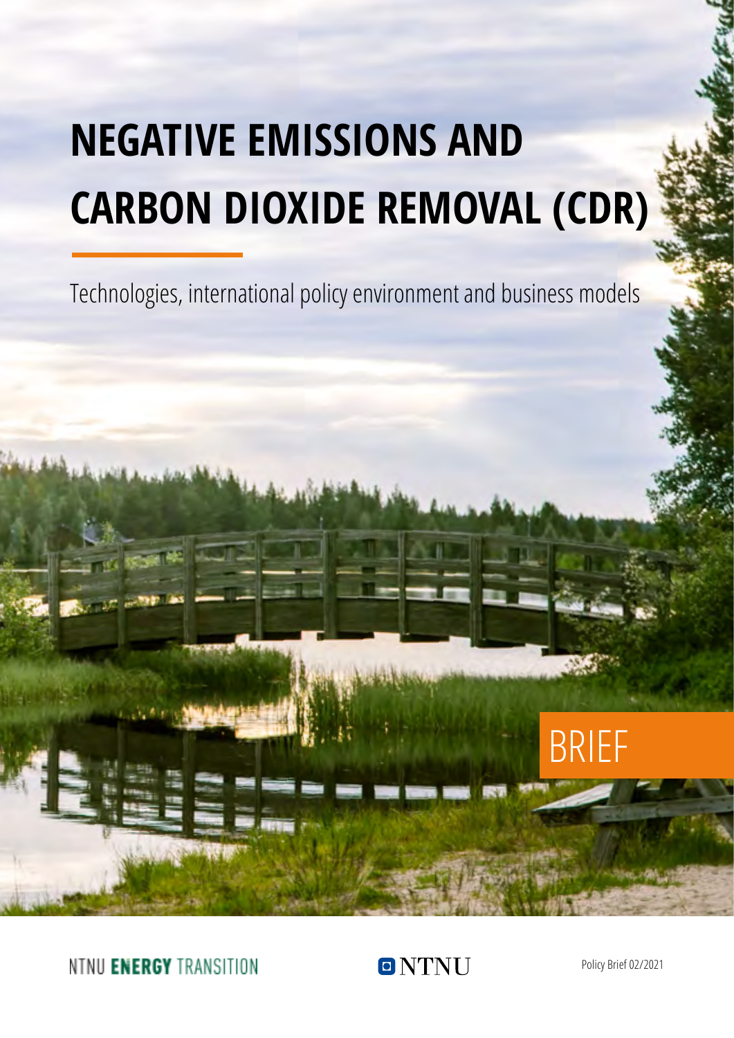# NEGATIVE EMISSIONS AND CARBON DIOXIDE REMOVAL (CDR)

Technologies, international policy environment and business models

BRIEF

NTNU **ENERGY** TRANSITION

NTNU

Policy Brief 02/2021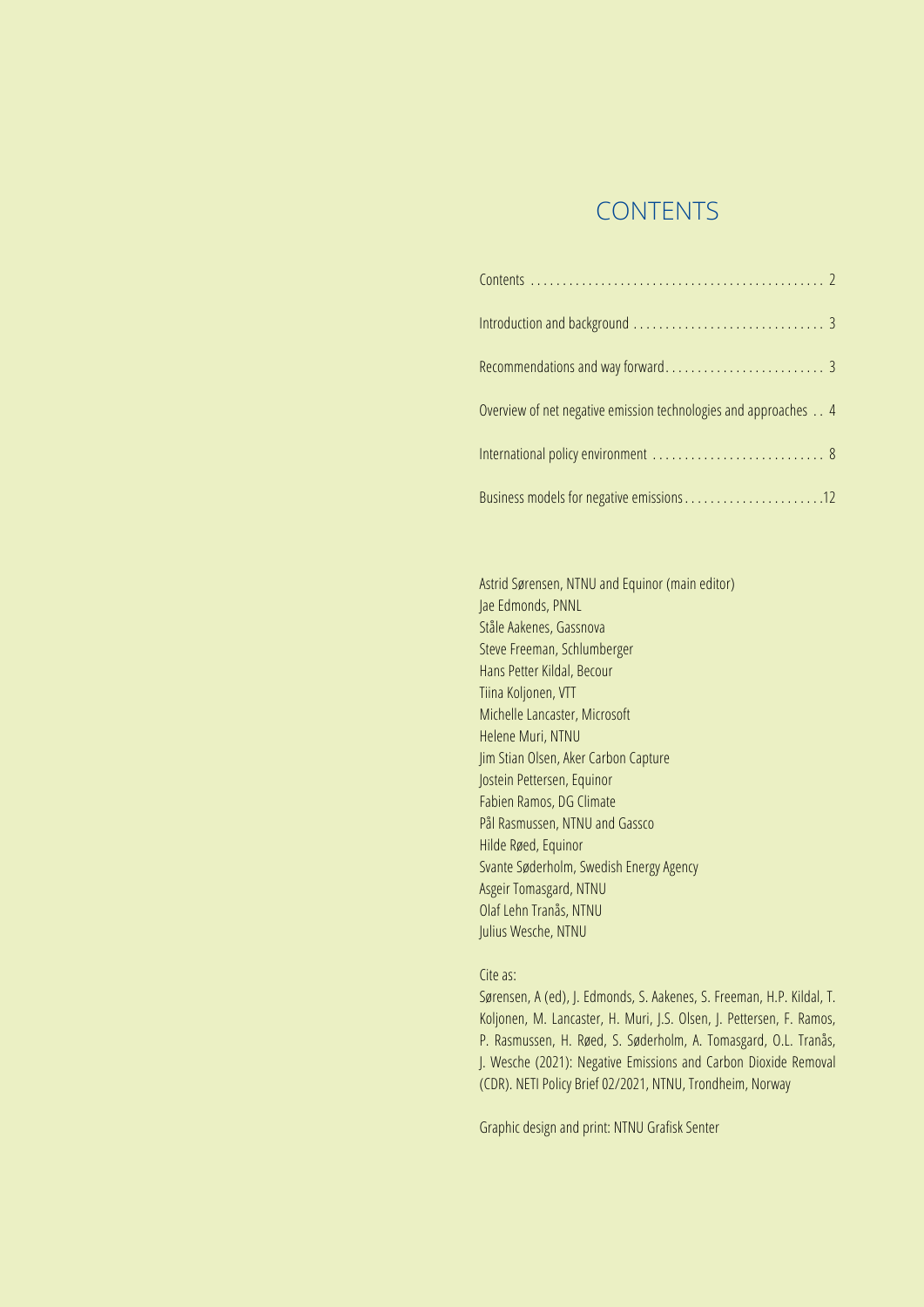# CONTENTS

| | |
|---|---|
| Contents | 2 |
| Introduction and background | 3 |
| Recommendations and way forward | 3 |
| Overview of net negative emission technologies and approaches | 4 |
| International policy environment | 8 |
| Business models for negative emissions | 12 |

Astrid Sørensen, NTNU and Equinor (main editor)
Jae Edmonds, PNNL
Ståle Aakenes, Gassnova
Steve Freeman, Schlumberger
Hans Petter Kildal, Becour
Tiina Koljonen, VTT
Michelle Lancaster, Microsoft
Helene Muri, NTNU
Jim Stian Olsen, Aker Carbon Capture
Jostein Pettersen, Equinor
Fabien Ramos, DG Climate
Pål Rasmussen, NTNU and Gassco
Hilde Røed, Equinor
Svante Søderholm, Swedish Energy Agency
Asgeir Tomasgard, NTNU
Olaf Lehn Tranås, NTNU
Julius Wesche, NTNU

Cite as:
Sørensen, A (ed), J. Edmonds, S. Aakenes, S. Freeman, H.P. Kildal, T. Koljonen, M. Lancaster, H. Muri, J.S. Olsen, J. Pettersen, F. Ramos, P. Rasmussen, H. Røed, S. Søderholm, A. Tomasgard, O.L. Tranås, J. Wesche (2021): Negative Emissions and Carbon Dioxide Removal (CDR). NETI Policy Brief 02/2021, NTNU, Trondheim, Norway

Graphic design and print: NTNU Grafisk Senter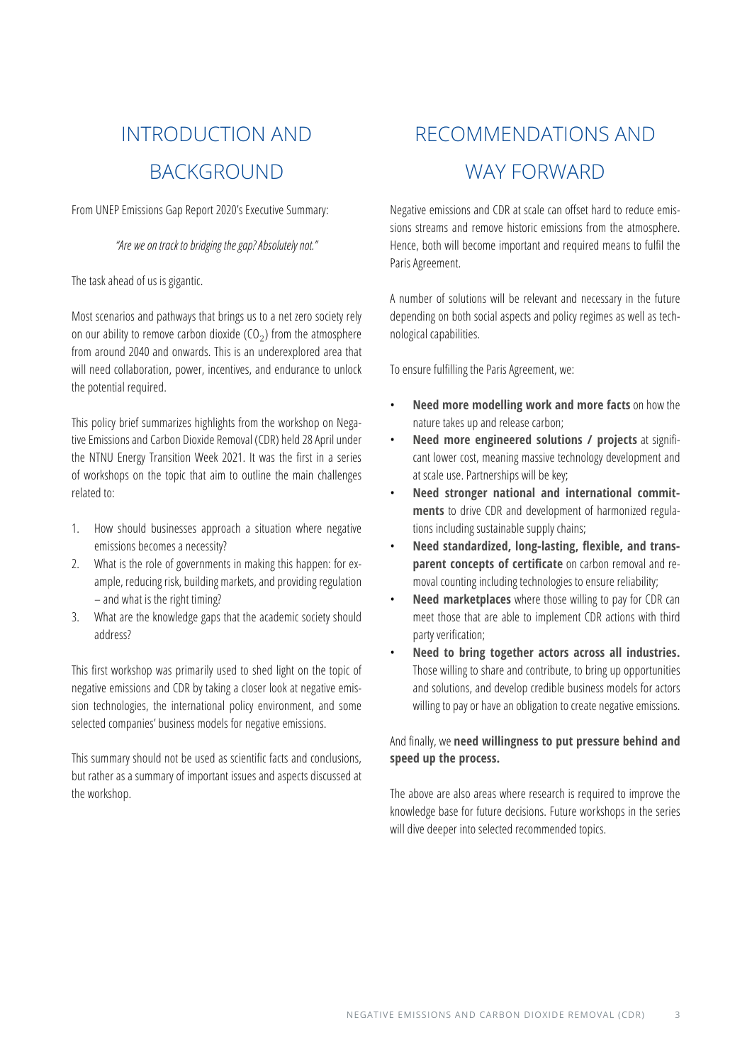# INTRODUCTION AND BACKGROUND

From UNEP Emissions Gap Report 2020's Executive Summary:

*"Are we on track to bridging the gap? Absolutely not."*

The task ahead of us is gigantic.

Most scenarios and pathways that brings us to a net zero society rely on our ability to remove carbon dioxide ($CO_2$) from the atmosphere from around 2040 and onwards. This is an underexplored area that will need collaboration, power, incentives, and endurance to unlock the potential required.

This policy brief summarizes highlights from the workshop on Negative Emissions and Carbon Dioxide Removal (CDR) held 28 April under the NTNU Energy Transition Week 2021. It was the first in a series of workshops on the topic that aim to outline the main challenges related to:

1. How should businesses approach a situation where negative emissions becomes a necessity?
2. What is the role of governments in making this happen: for example, reducing risk, building markets, and providing regulation – and what is the right timing?
3. What are the knowledge gaps that the academic society should address?

This first workshop was primarily used to shed light on the topic of negative emissions and CDR by taking a closer look at negative emission technologies, the international policy environment, and some selected companies' business models for negative emissions.

This summary should not be used as scientific facts and conclusions, but rather as a summary of important issues and aspects discussed at the workshop.

# RECOMMENDATIONS AND WAY FORWARD

Negative emissions and CDR at scale can offset hard to reduce emissions streams and remove historic emissions from the atmosphere. Hence, both will become important and required means to fulfil the Paris Agreement.

A number of solutions will be relevant and necessary in the future depending on both social aspects and policy regimes as well as technological capabilities.

To ensure fulfilling the Paris Agreement, we:

- **Need more modelling work and more facts** on how the nature takes up and release carbon;
- **Need more engineered solutions / projects** at significant lower cost, meaning massive technology development and at scale use. Partnerships will be key;
- **Need stronger national and international commitments** to drive CDR and development of harmonized regulations including sustainable supply chains;
- **Need standardized, long-lasting, flexible, and transparent concepts of certificate** on carbon removal and removal counting including technologies to ensure reliability;
- **Need marketplaces** where those willing to pay for CDR can meet those that are able to implement CDR actions with third party verification;
- **Need to bring together actors across all industries.** Those willing to share and contribute, to bring up opportunities and solutions, and develop credible business models for actors willing to pay or have an obligation to create negative emissions.

And finally, we **need willingness to put pressure behind and speed up the process.**

The above are also areas where research is required to improve the knowledge base for future decisions. Future workshops in the series will dive deeper into selected recommended topics.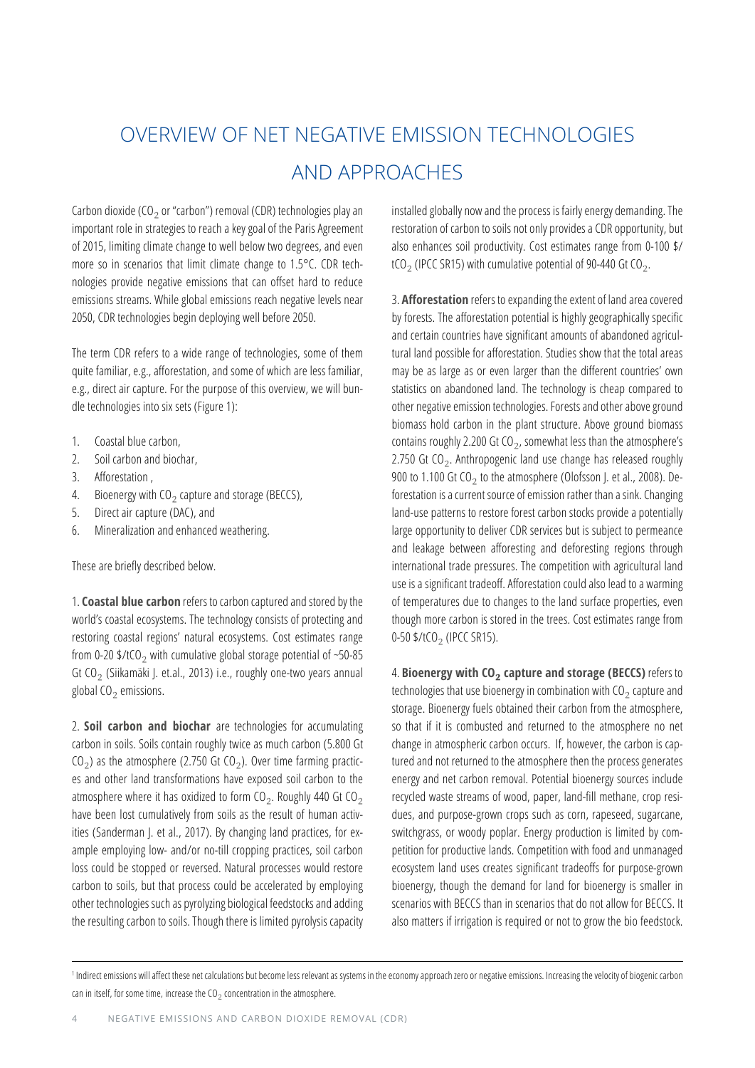# OVERVIEW OF NET NEGATIVE EMISSION TECHNOLOGIES AND APPROACHES

Carbon dioxide ($CO_2$ or "carbon") removal (CDR) technologies play an important role in strategies to reach a key goal of the Paris Agreement of 2015, limiting climate change to well below two degrees, and even more so in scenarios that limit climate change to 1.5°C. CDR technologies provide negative emissions that can offset hard to reduce emissions streams. While global emissions reach negative levels near 2050, CDR technologies begin deploying well before 2050.

The term CDR refers to a wide range of technologies, some of them quite familiar, e.g., afforestation, and some of which are less familiar, e.g., direct air capture. For the purpose of this overview, we will bundle technologies into six sets (Figure 1):

1. Coastal blue carbon,
2. Soil carbon and biochar,
3. Afforestation ,
4. Bioenergy with $CO_2$ capture and storage (BECCS),
5. Direct air capture (DAC), and
6. Mineralization and enhanced weathering.

These are briefly described below.

1. **Coastal blue carbon** refers to carbon captured and stored by the world's coastal ecosystems. The technology consists of protecting and restoring coastal regions' natural ecosystems. Cost estimates range from 0-20 \$/t$CO_2$ with cumulative global storage potential of ~50-85 Gt $CO_2$ (Siikamäki J. et.al., 2013) i.e., roughly one-two years annual global $CO_2$ emissions.

2. **Soil carbon and biochar** are technologies for accumulating carbon in soils. Soils contain roughly twice as much carbon (5.800 Gt $CO_2$) as the atmosphere (2.750 Gt $CO_2$). Over time farming practices and other land transformations have exposed soil carbon to the atmosphere where it has oxidized to form $CO_2$. Roughly 440 Gt $CO_2$ have been lost cumulatively from soils as the result of human activities (Sanderman J. et al., 2017). By changing land practices, for example employing low- and/or no-till cropping practices, soil carbon loss could be stopped or reversed. Natural processes would restore carbon to soils, but that process could be accelerated by employing other technologies such as pyrolyzing biological feedstocks and adding the resulting carbon to soils. Though there is limited pyrolysis capacity installed globally now and the process is fairly energy demanding. The restoration of carbon to soils not only provides a CDR opportunity, but also enhances soil productivity. Cost estimates range from 0-100 \$/t$CO_2$ (IPCC SR15) with cumulative potential of 90-440 Gt $CO_2$.

3. **Afforestation** refers to expanding the extent of land area covered by forests. The afforestation potential is highly geographically specific and certain countries have significant amounts of abandoned agricultural land possible for afforestation. Studies show that the total areas may be as large as or even larger than the different countries' own statistics on abandoned land. The technology is cheap compared to other negative emission technologies. Forests and other above ground biomass hold carbon in the plant structure. Above ground biomass contains roughly 2.200 Gt $CO_2$, somewhat less than the atmosphere's 2.750 Gt $CO_2$. Anthropogenic land use change has released roughly 900 to 1.100 Gt $CO_2$ to the atmosphere (Olofsson J. et al., 2008). Deforestation is a current source of emission rather than a sink. Changing land-use patterns to restore forest carbon stocks provide a potentially large opportunity to deliver CDR services but is subject to permeance and leakage between afforesting and deforesting regions through international trade pressures. The competition with agricultural land use is a significant tradeoff. Afforestation could also lead to a warming of temperatures due to changes to the land surface properties, even though more carbon is stored in the trees. Cost estimates range from 0-50 \$/t$CO_2$ (IPCC SR15).

4. **Bioenergy with $CO_2$ capture and storage (BECCS)** refers to technologies that use bioenergy in combination with $CO_2$ capture and storage. Bioenergy fuels obtained their carbon from the atmosphere, so that if it is combusted and returned to the atmosphere no net change in atmospheric carbon occurs. If, however, the carbon is captured and not returned to the atmosphere then the process generates energy and net carbon removal. Potential bioenergy sources include recycled waste streams of wood, paper, land-fill methane, crop residues, and purpose-grown crops such as corn, rapeseed, sugarcane, switchgrass, or woody poplar. Energy production is limited by competition for productive lands. Competition with food and unmanaged ecosystem land uses creates significant tradeoffs for purpose-grown bioenergy, though the demand for land for bioenergy is smaller in scenarios with BECCS than in scenarios that do not allow for BECCS. It also matters if irrigation is required or not to grow the bio feedstock.

[1] Indirect emissions will affect these net calculations but become less relevant as systems in the economy approach zero or negative emissions. Increasing the velocity of biogenic carbon can in itself, for some time, increase the $CO_2$ concentration in the atmosphere.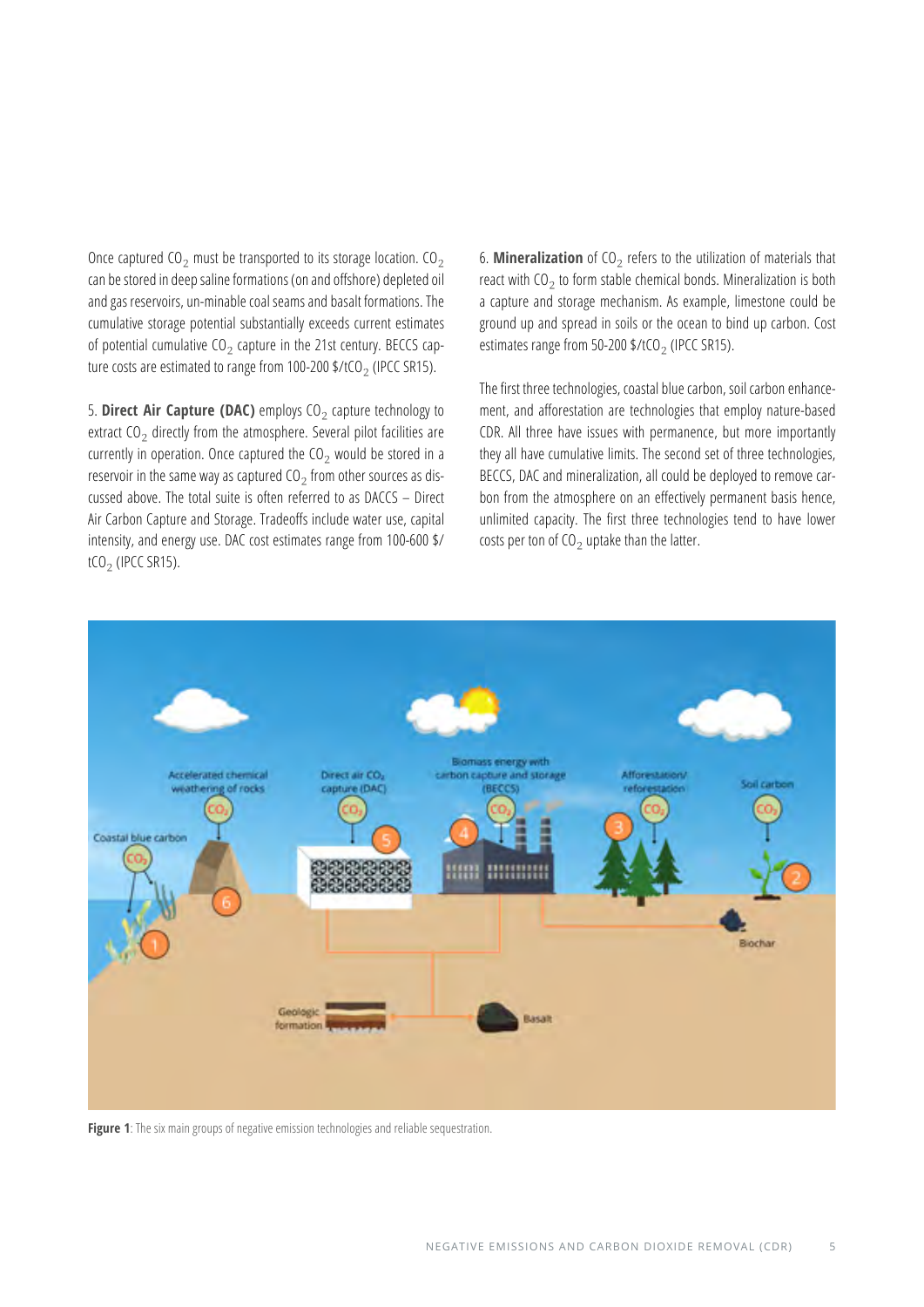Once captured $CO_2$ must be transported to its storage location. $CO_2$ can be stored in deep saline formations (on and offshore) depleted oil and gas reservoirs, un-minable coal seams and basalt formations. The cumulative storage potential substantially exceeds current estimates of potential cumulative $CO_2$ capture in the 21st century. BECCS capture costs are estimated to range from 100-200 \$/t$CO_2$ (IPCC SR15).

5. **Direct Air Capture (DAC)** employs $CO_2$ capture technology to extract $CO_2$ directly from the atmosphere. Several pilot facilities are currently in operation. Once captured the $CO_2$ would be stored in a reservoir in the same way as captured $CO_2$ from other sources as discussed above. The total suite is often referred to as DACCS – Direct Air Carbon Capture and Storage. Tradeoffs include water use, capital intensity, and energy use. DAC cost estimates range from 100-600 \$/t$CO_2$ (IPCC SR15).

6. **Mineralization** of $CO_2$ refers to the utilization of materials that react with $CO_2$ to form stable chemical bonds. Mineralization is both a capture and storage mechanism. As example, limestone could be ground up and spread in soils or the ocean to bind up carbon. Cost estimates range from 50-200 \$/t$CO_2$ (IPCC SR15).

The first three technologies, coastal blue carbon, soil carbon enhancement, and afforestation are technologies that employ nature-based CDR. All three have issues with permanence, but more importantly they all have cumulative limits. The second set of three technologies, BECCS, DAC and mineralization, all could be deployed to remove carbon from the atmosphere on an effectively permanent basis hence, unlimited capacity. The first three technologies tend to have lower costs per ton of $CO_2$ uptake than the latter.

**Figure 1**: The six main groups of negative emission technologies and reliable sequestration.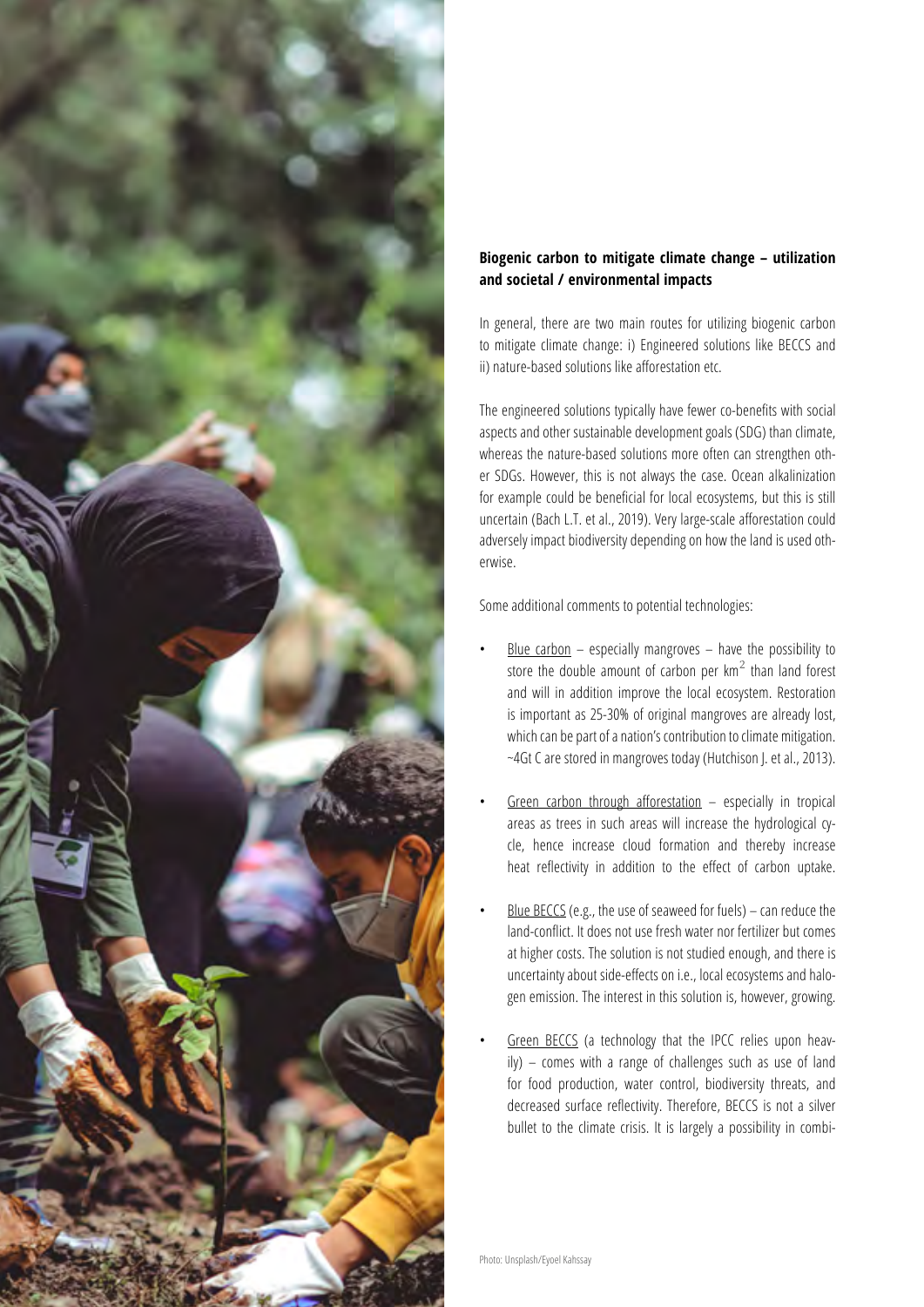**Biogenic carbon to mitigate climate change – utilization and societal / environmental impacts**

In general, there are two main routes for utilizing biogenic carbon to mitigate climate change: i) Engineered solutions like BECCS and ii) nature-based solutions like afforestation etc.

The engineered solutions typically have fewer co-benefits with social aspects and other sustainable development goals (SDG) than climate, whereas the nature-based solutions more often can strengthen other SDGs. However, this is not always the case. Ocean alkalinization for example could be beneficial for local ecosystems, but this is still uncertain (Bach L.T. et al., 2019). Very large-scale afforestation could adversely impact biodiversity depending on how the land is used otherwise.

Some additional comments to potential technologies:

- Blue carbon – especially mangroves – have the possibility to store the double amount of carbon per $km^2$ than land forest and will in addition improve the local ecosystem. Restoration is important as 25-30% of original mangroves are already lost, which can be part of a nation's contribution to climate mitigation. ~4Gt C are stored in mangroves today (Hutchison J. et al., 2013).
- Green carbon through afforestation – especially in tropical areas as trees in such areas will increase the hydrological cycle, hence increase cloud formation and thereby increase heat reflectivity in addition to the effect of carbon uptake.
- Blue BECCS (e.g., the use of seaweed for fuels) – can reduce the land-conflict. It does not use fresh water nor fertilizer but comes at higher costs. The solution is not studied enough, and there is uncertainty about side-effects on i.e., local ecosystems and halogen emission. The interest in this solution is, however, growing.
- Green BECCS (a technology that the IPCC relies upon heavily) – comes with a range of challenges such as use of land for food production, water control, biodiversity threats, and decreased surface reflectivity. Therefore, BECCS is not a silver bullet to the climate crisis. It is largely a possibility in combi-

Photo: Unsplash/Eyoel Kahssay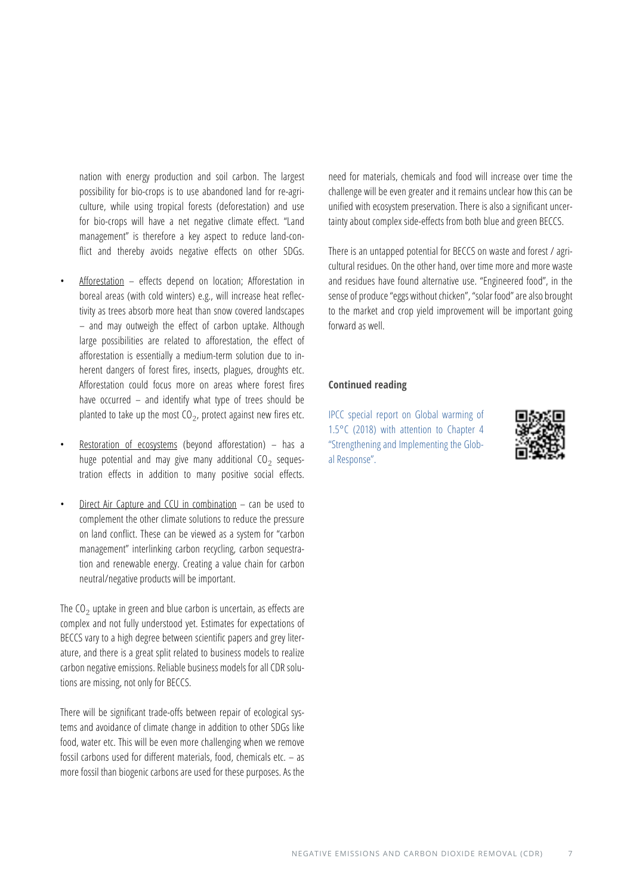nation with energy production and soil carbon. The largest possibility for bio-crops is to use abandoned land for re-agriculture, while using tropical forests (deforestation) and use for bio-crops will have a net negative climate effect. "Land management" is therefore a key aspect to reduce land-conflict and thereby avoids negative effects on other SDGs.

- Afforestation – effects depend on location; Afforestation in boreal areas (with cold winters) e.g., will increase heat reflectivity as trees absorb more heat than snow covered landscapes – and may outweigh the effect of carbon uptake. Although large possibilities are related to afforestation, the effect of afforestation is essentially a medium-term solution due to inherent dangers of forest fires, insects, plagues, droughts etc. Afforestation could focus more on areas where forest fires have occurred – and identify what type of trees should be planted to take up the most $CO_2$, protect against new fires etc.
- Restoration of ecosystems (beyond afforestation) – has a huge potential and may give many additional $CO_2$ sequestration effects in addition to many positive social effects.
- Direct Air Capture and CCU in combination – can be used to complement the other climate solutions to reduce the pressure on land conflict. These can be viewed as a system for "carbon management" interlinking carbon recycling, carbon sequestration and renewable energy. Creating a value chain for carbon neutral/negative products will be important.

The $CO_2$ uptake in green and blue carbon is uncertain, as effects are complex and not fully understood yet. Estimates for expectations of BECCS vary to a high degree between scientific papers and grey literature, and there is a great split related to business models to realize carbon negative emissions. Reliable business models for all CDR solutions are missing, not only for BECCS.

There will be significant trade-offs between repair of ecological systems and avoidance of climate change in addition to other SDGs like food, water etc. This will be even more challenging when we remove fossil carbons used for different materials, food, chemicals etc. – as more fossil than biogenic carbons are used for these purposes. As the need for materials, chemicals and food will increase over time the challenge will be even greater and it remains unclear how this can be unified with ecosystem preservation. There is also a significant uncertainty about complex side-effects from both blue and green BECCS.

There is an untapped potential for BECCS on waste and forest / agricultural residues. On the other hand, over time more and more waste and residues have found alternative use. "Engineered food", in the sense of produce "eggs without chicken", "solar food" are also brought to the market and crop yield improvement will be important going forward as well.

**Continued reading**

IPCC special report on Global warming of 1.5°C (2018) with attention to Chapter 4 "Strengthening and Implementing the Global Response".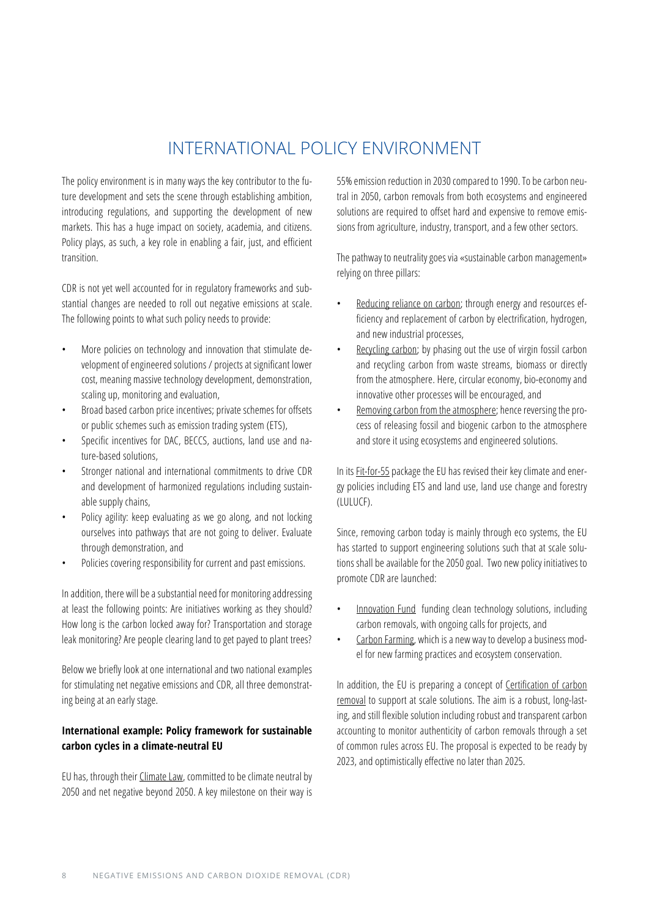# INTERNATIONAL POLICY ENVIRONMENT

The policy environment is in many ways the key contributor to the future development and sets the scene through establishing ambition, introducing regulations, and supporting the development of new markets. This has a huge impact on society, academia, and citizens. Policy plays, as such, a key role in enabling a fair, just, and efficient transition.

CDR is not yet well accounted for in regulatory frameworks and substantial changes are needed to roll out negative emissions at scale. The following points to what such policy needs to provide:

- More policies on technology and innovation that stimulate development of engineered solutions / projects at significant lower cost, meaning massive technology development, demonstration, scaling up, monitoring and evaluation,
- Broad based carbon price incentives; private schemes for offsets or public schemes such as emission trading system (ETS),
- Specific incentives for DAC, BECCS, auctions, land use and nature-based solutions,
- Stronger national and international commitments to drive CDR and development of harmonized regulations including sustainable supply chains,
- Policy agility: keep evaluating as we go along, and not locking ourselves into pathways that are not going to deliver. Evaluate through demonstration, and
- Policies covering responsibility for current and past emissions.

In addition, there will be a substantial need for monitoring addressing at least the following points: Are initiatives working as they should? How long is the carbon locked away for? Transportation and storage leak monitoring? Are people clearing land to get payed to plant trees?

Below we briefly look at one international and two national examples for stimulating net negative emissions and CDR, all three demonstrating being at an early stage.

**International example: Policy framework for sustainable carbon cycles in a climate-neutral EU**

EU has, through their Climate Law, committed to be climate neutral by 2050 and net negative beyond 2050. A key milestone on their way is 55% emission reduction in 2030 compared to 1990. To be carbon neutral in 2050, carbon removals from both ecosystems and engineered solutions are required to offset hard and expensive to remove emissions from agriculture, industry, transport, and a few other sectors.

The pathway to neutrality goes via «sustainable carbon management» relying on three pillars:

- Reducing reliance on carbon; through energy and resources efficiency and replacement of carbon by electrification, hydrogen, and new industrial processes,
- Recycling carbon; by phasing out the use of virgin fossil carbon and recycling carbon from waste streams, biomass or directly from the atmosphere. Here, circular economy, bio-economy and innovative other processes will be encouraged, and
- Removing carbon from the atmosphere; hence reversing the process of releasing fossil and biogenic carbon to the atmosphere and store it using ecosystems and engineered solutions.

In its Fit-for-55 package the EU has revised their key climate and energy policies including ETS and land use, land use change and forestry (LULUCF).

Since, removing carbon today is mainly through eco systems, the EU has started to support engineering solutions such that at scale solutions shall be available for the 2050 goal. Two new policy initiatives to promote CDR are launched:

- Innovation Fund funding clean technology solutions, including carbon removals, with ongoing calls for projects, and
- Carbon Farming, which is a new way to develop a business model for new farming practices and ecosystem conservation.

In addition, the EU is preparing a concept of Certification of carbon removal to support at scale solutions. The aim is a robust, long-lasting, and still flexible solution including robust and transparent carbon accounting to monitor authenticity of carbon removals through a set of common rules across EU. The proposal is expected to be ready by 2023, and optimistically effective no later than 2025.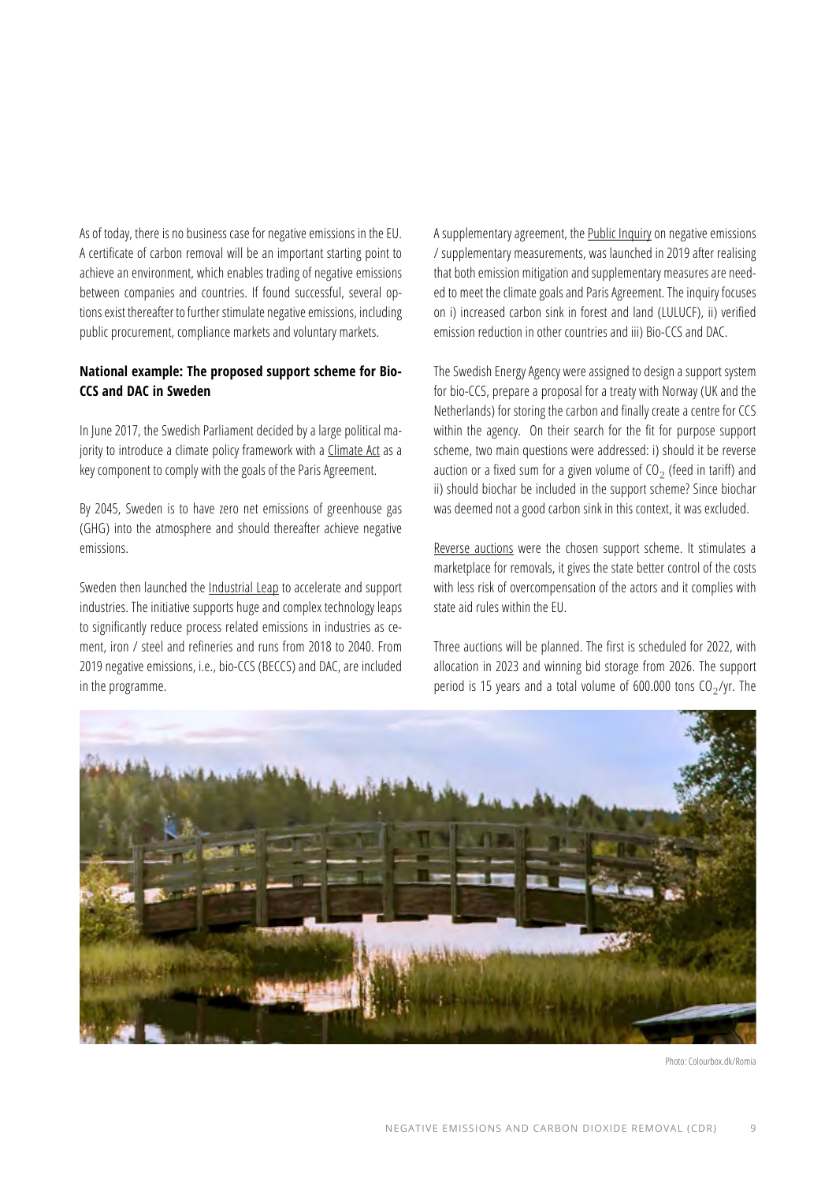As of today, there is no business case for negative emissions in the EU. A certificate of carbon removal will be an important starting point to achieve an environment, which enables trading of negative emissions between companies and countries. If found successful, several options exist thereafter to further stimulate negative emissions, including public procurement, compliance markets and voluntary markets.

**National example: The proposed support scheme for Bio-CCS and DAC in Sweden**

In June 2017, the Swedish Parliament decided by a large political majority to introduce a climate policy framework with a Climate Act as a key component to comply with the goals of the Paris Agreement.

By 2045, Sweden is to have zero net emissions of greenhouse gas (GHG) into the atmosphere and should thereafter achieve negative emissions.

Sweden then launched the Industrial Leap to accelerate and support industries. The initiative supports huge and complex technology leaps to significantly reduce process related emissions in industries as cement, iron / steel and refineries and runs from 2018 to 2040. From 2019 negative emissions, i.e., bio-CCS (BECCS) and DAC, are included in the programme.

A supplementary agreement, the Public Inquiry on negative emissions / supplementary measurements, was launched in 2019 after realising that both emission mitigation and supplementary measures are needed to meet the climate goals and Paris Agreement. The inquiry focuses on i) increased carbon sink in forest and land (LULUCF), ii) verified emission reduction in other countries and iii) Bio-CCS and DAC.

The Swedish Energy Agency were assigned to design a support system for bio-CCS, prepare a proposal for a treaty with Norway (UK and the Netherlands) for storing the carbon and finally create a centre for CCS within the agency. On their search for the fit for purpose support scheme, two main questions were addressed: i) should it be reverse auction or a fixed sum for a given volume of $CO_2$ (feed in tariff) and ii) should biochar be included in the support scheme? Since biochar was deemed not a good carbon sink in this context, it was excluded.

Reverse auctions were the chosen support scheme. It stimulates a marketplace for removals, it gives the state better control of the costs with less risk of overcompensation of the actors and it complies with state aid rules within the EU.

Three auctions will be planned. The first is scheduled for 2022, with allocation in 2023 and winning bid storage from 2026. The support period is 15 years and a total volume of 600.000 tons $CO_2$/yr. The

Photo: Colourbox.dk/Romia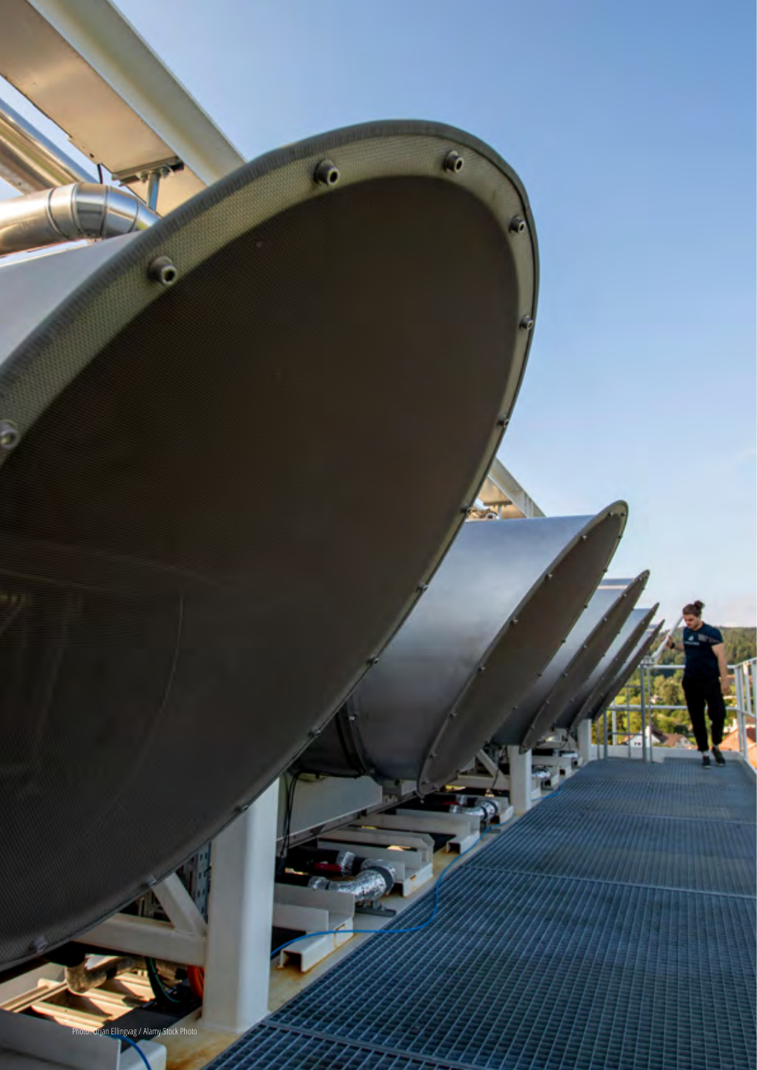Photo: Ørjan Ellingvag / Alamy Stock Photo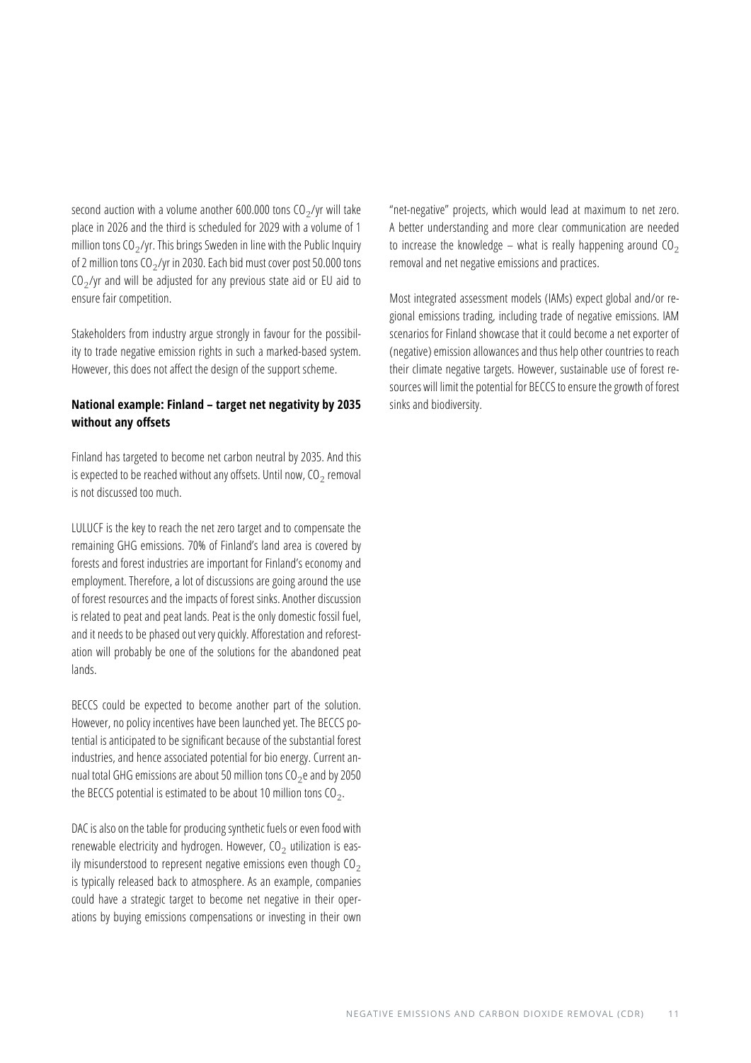second auction with a volume another 600.000 tons $CO_2$/yr will take place in 2026 and the third is scheduled for 2029 with a volume of 1 million tons $CO_2$/yr. This brings Sweden in line with the Public Inquiry of 2 million tons $CO_2$/yr in 2030. Each bid must cover post 50.000 tons $CO_2$/yr and will be adjusted for any previous state aid or EU aid to ensure fair competition.

Stakeholders from industry argue strongly in favour for the possibility to trade negative emission rights in such a marked-based system. However, this does not affect the design of the support scheme.

**National example: Finland – target net negativity by 2035 without any offsets**

Finland has targeted to become net carbon neutral by 2035. And this is expected to be reached without any offsets. Until now, $CO_2$ removal is not discussed too much.

LULUCF is the key to reach the net zero target and to compensate the remaining GHG emissions. 70% of Finland's land area is covered by forests and forest industries are important for Finland's economy and employment. Therefore, a lot of discussions are going around the use of forest resources and the impacts of forest sinks. Another discussion is related to peat and peat lands. Peat is the only domestic fossil fuel, and it needs to be phased out very quickly. Afforestation and reforestation will probably be one of the solutions for the abandoned peat lands.

BECCS could be expected to become another part of the solution. However, no policy incentives have been launched yet. The BECCS potential is anticipated to be significant because of the substantial forest industries, and hence associated potential for bio energy. Current annual total GHG emissions are about 50 million tons $CO_2e$ and by 2050 the BECCS potential is estimated to be about 10 million tons $CO_2$.

DAC is also on the table for producing synthetic fuels or even food with renewable electricity and hydrogen. However, $CO_2$ utilization is easily misunderstood to represent negative emissions even though $CO_2$ is typically released back to atmosphere. As an example, companies could have a strategic target to become net negative in their operations by buying emissions compensations or investing in their own "net-negative" projects, which would lead at maximum to net zero. A better understanding and more clear communication are needed to increase the knowledge – what is really happening around $CO_2$ removal and net negative emissions and practices.

Most integrated assessment models (IAMs) expect global and/or regional emissions trading, including trade of negative emissions. IAM scenarios for Finland showcase that it could become a net exporter of (negative) emission allowances and thus help other countries to reach their climate negative targets. However, sustainable use of forest resources will limit the potential for BECCS to ensure the growth of forest sinks and biodiversity.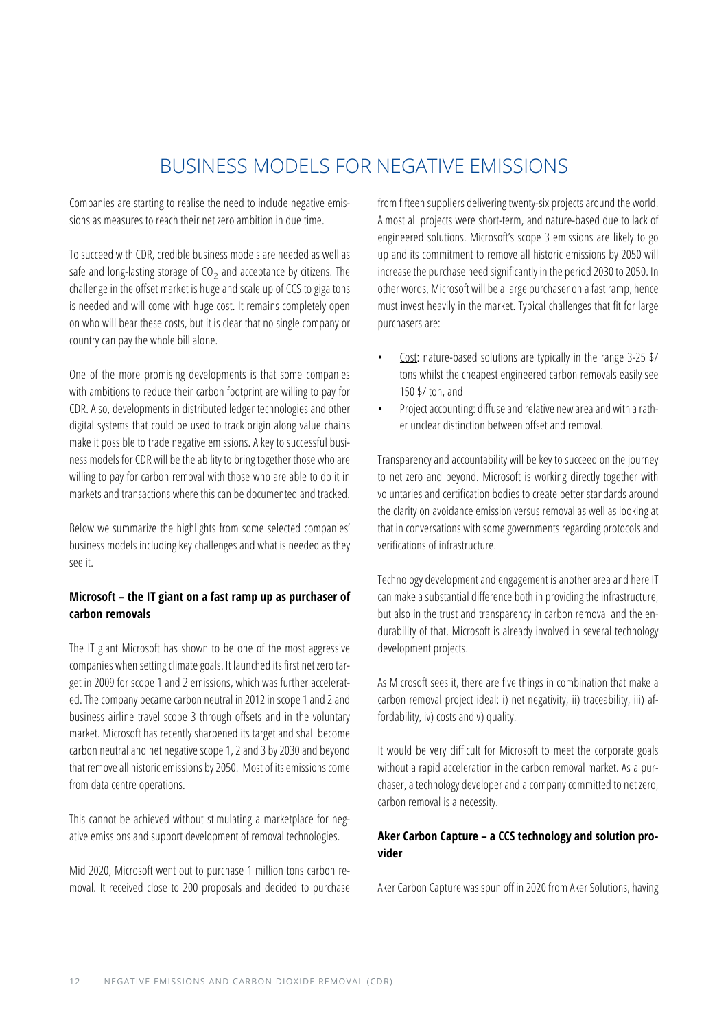# BUSINESS MODELS FOR NEGATIVE EMISSIONS

Companies are starting to realise the need to include negative emissions as measures to reach their net zero ambition in due time.

To succeed with CDR, credible business models are needed as well as safe and long-lasting storage of $CO_2$ and acceptance by citizens. The challenge in the offset market is huge and scale up of CCS to giga tons is needed and will come with huge cost. It remains completely open on who will bear these costs, but it is clear that no single company or country can pay the whole bill alone.

One of the more promising developments is that some companies with ambitions to reduce their carbon footprint are willing to pay for CDR. Also, developments in distributed ledger technologies and other digital systems that could be used to track origin along value chains make it possible to trade negative emissions. A key to successful business models for CDR will be the ability to bring together those who are willing to pay for carbon removal with those who are able to do it in markets and transactions where this can be documented and tracked.

Below we summarize the highlights from some selected companies' business models including key challenges and what is needed as they see it.

**Microsoft – the IT giant on a fast ramp up as purchaser of carbon removals**

The IT giant Microsoft has shown to be one of the most aggressive companies when setting climate goals. It launched its first net zero target in 2009 for scope 1 and 2 emissions, which was further accelerated. The company became carbon neutral in 2012 in scope 1 and 2 and business airline travel scope 3 through offsets and in the voluntary market. Microsoft has recently sharpened its target and shall become carbon neutral and net negative scope 1, 2 and 3 by 2030 and beyond that remove all historic emissions by 2050. Most of its emissions come from data centre operations.

This cannot be achieved without stimulating a marketplace for negative emissions and support development of removal technologies.

Mid 2020, Microsoft went out to purchase 1 million tons carbon removal. It received close to 200 proposals and decided to purchase from fifteen suppliers delivering twenty-six projects around the world. Almost all projects were short-term, and nature-based due to lack of engineered solutions. Microsoft's scope 3 emissions are likely to go up and its commitment to remove all historic emissions by 2050 will increase the purchase need significantly in the period 2030 to 2050. In other words, Microsoft will be a large purchaser on a fast ramp, hence must invest heavily in the market. Typical challenges that fit for large purchasers are:

- Cost: nature-based solutions are typically in the range 3-25 $/ tons whilst the cheapest engineered carbon removals easily see 150 $/ ton, and
- Project accounting: diffuse and relative new area and with a rather unclear distinction between offset and removal.

Transparency and accountability will be key to succeed on the journey to net zero and beyond. Microsoft is working directly together with voluntaries and certification bodies to create better standards around the clarity on avoidance emission versus removal as well as looking at that in conversations with some governments regarding protocols and verifications of infrastructure.

Technology development and engagement is another area and here IT can make a substantial difference both in providing the infrastructure, but also in the trust and transparency in carbon removal and the endurability of that. Microsoft is already involved in several technology development projects.

As Microsoft sees it, there are five things in combination that make a carbon removal project ideal: i) net negativity, ii) traceability, iii) affordability, iv) costs and v) quality.

It would be very difficult for Microsoft to meet the corporate goals without a rapid acceleration in the carbon removal market. As a purchaser, a technology developer and a company committed to net zero, carbon removal is a necessity.

**Aker Carbon Capture – a CCS technology and solution provider**

Aker Carbon Capture was spun off in 2020 from Aker Solutions, having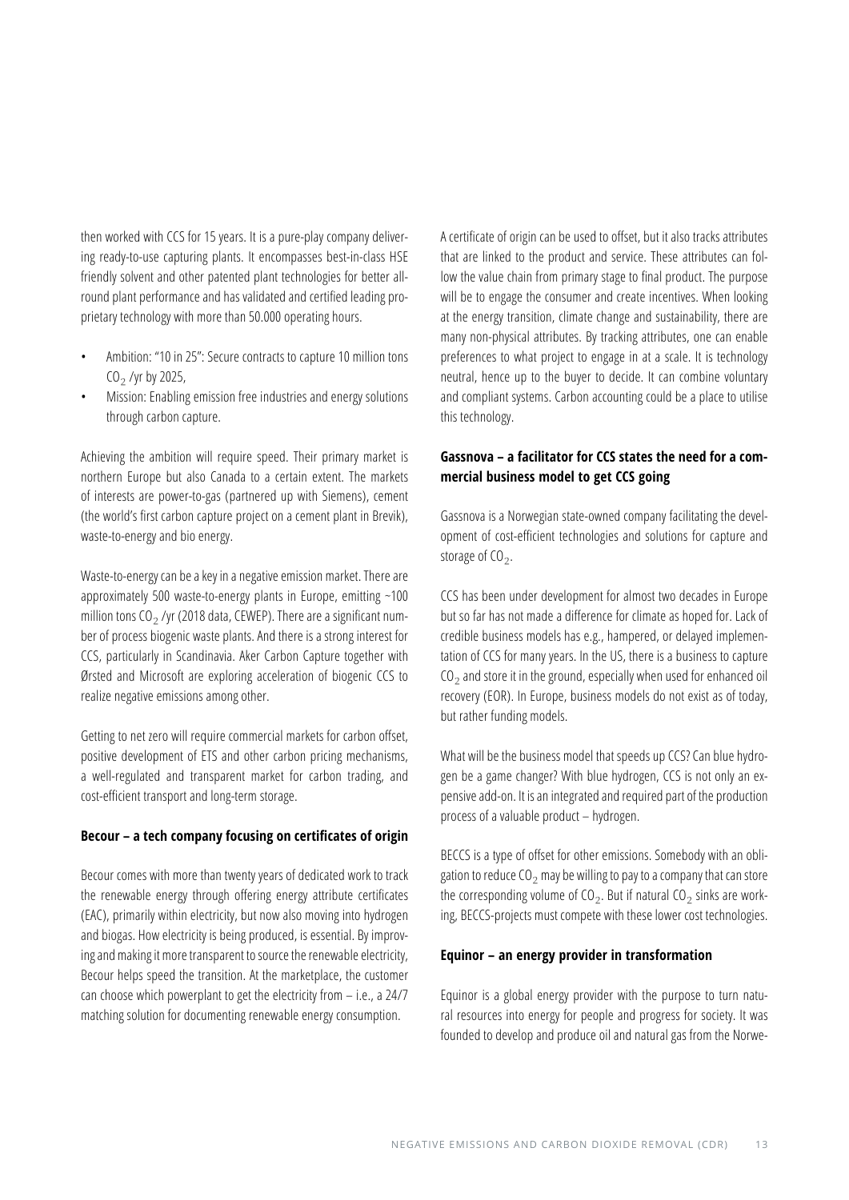then worked with CCS for 15 years. It is a pure-play company delivering ready-to-use capturing plants. It encompasses best-in-class HSE friendly solvent and other patented plant technologies for better all-round plant performance and has validated and certified leading proprietary technology with more than 50.000 operating hours.

- Ambition: "10 in 25": Secure contracts to capture 10 million tons $CO_2$ /yr by 2025,
- Mission: Enabling emission free industries and energy solutions through carbon capture.

Achieving the ambition will require speed. Their primary market is northern Europe but also Canada to a certain extent. The markets of interests are power-to-gas (partnered up with Siemens), cement (the world's first carbon capture project on a cement plant in Brevik), waste-to-energy and bio energy.

Waste-to-energy can be a key in a negative emission market. There are approximately 500 waste-to-energy plants in Europe, emitting ~100 million tons $CO_2$ /yr (2018 data, CEWEP). There are a significant number of process biogenic waste plants. And there is a strong interest for CCS, particularly in Scandinavia. Aker Carbon Capture together with Ørsted and Microsoft are exploring acceleration of biogenic CCS to realize negative emissions among other.

Getting to net zero will require commercial markets for carbon offset, positive development of ETS and other carbon pricing mechanisms, a well-regulated and transparent market for carbon trading, and cost-efficient transport and long-term storage.

**Becour – a tech company focusing on certificates of origin**

Becour comes with more than twenty years of dedicated work to track the renewable energy through offering energy attribute certificates (EAC), primarily within electricity, but now also moving into hydrogen and biogas. How electricity is being produced, is essential. By improving and making it more transparent to source the renewable electricity, Becour helps speed the transition. At the marketplace, the customer can choose which powerplant to get the electricity from – i.e., a 24/7 matching solution for documenting renewable energy consumption.

A certificate of origin can be used to offset, but it also tracks attributes that are linked to the product and service. These attributes can follow the value chain from primary stage to final product. The purpose will be to engage the consumer and create incentives. When looking at the energy transition, climate change and sustainability, there are many non-physical attributes. By tracking attributes, one can enable preferences to what project to engage in at a scale. It is technology neutral, hence up to the buyer to decide. It can combine voluntary and compliant systems. Carbon accounting could be a place to utilise this technology.

**Gassnova – a facilitator for CCS states the need for a commercial business model to get CCS going**

Gassnova is a Norwegian state-owned company facilitating the development of cost-efficient technologies and solutions for capture and storage of $CO_2$.

CCS has been under development for almost two decades in Europe but so far has not made a difference for climate as hoped for. Lack of credible business models has e.g., hampered, or delayed implementation of CCS for many years. In the US, there is a business to capture $CO_2$ and store it in the ground, especially when used for enhanced oil recovery (EOR). In Europe, business models do not exist as of today, but rather funding models.

What will be the business model that speeds up CCS? Can blue hydrogen be a game changer? With blue hydrogen, CCS is not only an expensive add-on. It is an integrated and required part of the production process of a valuable product – hydrogen.

BECCS is a type of offset for other emissions. Somebody with an obligation to reduce $CO_2$ may be willing to pay to a company that can store the corresponding volume of $CO_2$. But if natural $CO_2$ sinks are working, BECCS-projects must compete with these lower cost technologies.

**Equinor – an energy provider in transformation**

Equinor is a global energy provider with the purpose to turn natural resources into energy for people and progress for society. It was founded to develop and produce oil and natural gas from the Norwe-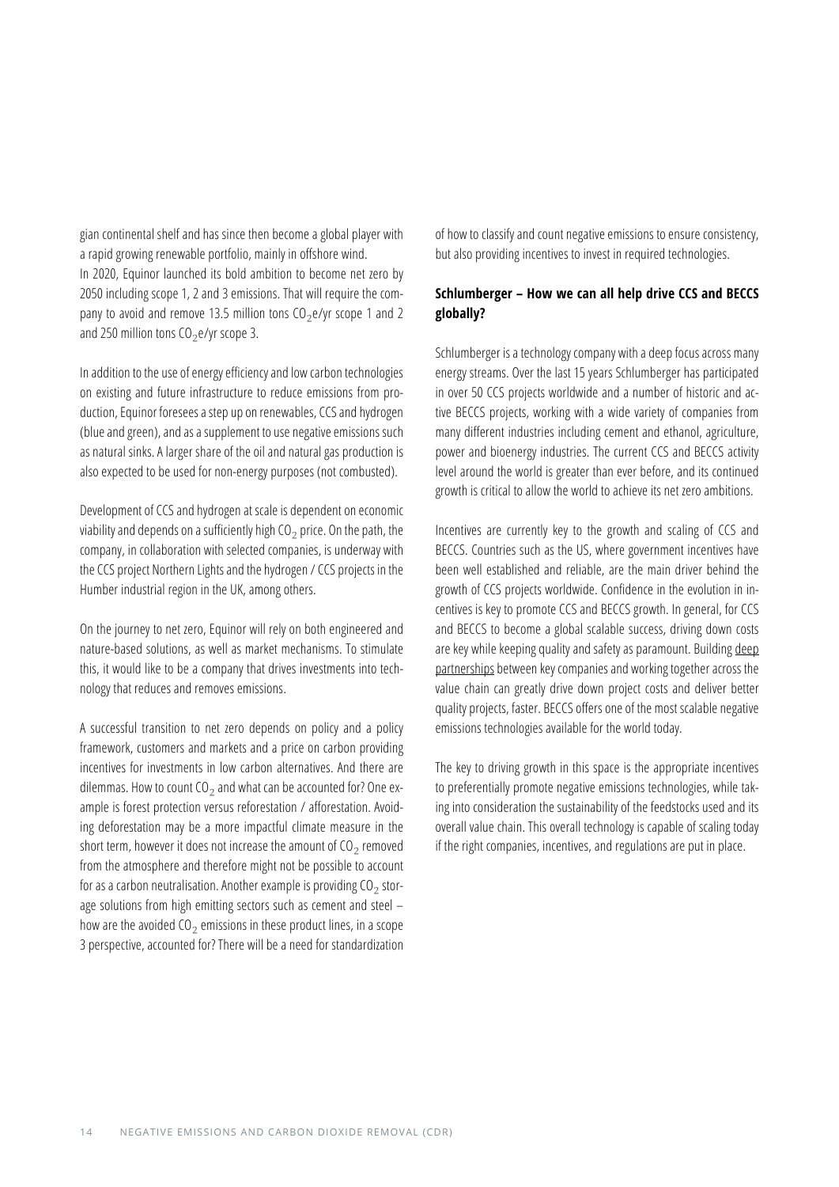gian continental shelf and has since then become a global player with a rapid growing renewable portfolio, mainly in offshore wind.
In 2020, Equinor launched its bold ambition to become net zero by 2050 including scope 1, 2 and 3 emissions. That will require the company to avoid and remove 13.5 million tons $CO_2$e/yr scope 1 and 2 and 250 million tons $CO_2$e/yr scope 3.

In addition to the use of energy efficiency and low carbon technologies on existing and future infrastructure to reduce emissions from production, Equinor foresees a step up on renewables, CCS and hydrogen (blue and green), and as a supplement to use negative emissions such as natural sinks. A larger share of the oil and natural gas production is also expected to be used for non-energy purposes (not combusted).

Development of CCS and hydrogen at scale is dependent on economic viability and depends on a sufficiently high $CO_2$ price. On the path, the company, in collaboration with selected companies, is underway with the CCS project Northern Lights and the hydrogen / CCS projects in the Humber industrial region in the UK, among others.

On the journey to net zero, Equinor will rely on both engineered and nature-based solutions, as well as market mechanisms. To stimulate this, it would like to be a company that drives investments into technology that reduces and removes emissions.

A successful transition to net zero depends on policy and a policy framework, customers and markets and a price on carbon providing incentives for investments in low carbon alternatives. And there are dilemmas. How to count $CO_2$ and what can be accounted for? One example is forest protection versus reforestation / afforestation. Avoiding deforestation may be a more impactful climate measure in the short term, however it does not increase the amount of $CO_2$ removed from the atmosphere and therefore might not be possible to account for as a carbon neutralisation. Another example is providing $CO_2$ storage solutions from high emitting sectors such as cement and steel – how are the avoided $CO_2$ emissions in these product lines, in a scope 3 perspective, accounted for? There will be a need for standardization of how to classify and count negative emissions to ensure consistency, but also providing incentives to invest in required technologies.

### Schlumberger – How we can all help drive CCS and BECCS globally?

Schlumberger is a technology company with a deep focus across many energy streams. Over the last 15 years Schlumberger has participated in over 50 CCS projects worldwide and a number of historic and active BECCS projects, working with a wide variety of companies from many different industries including cement and ethanol, agriculture, power and bioenergy industries. The current CCS and BECCS activity level around the world is greater than ever before, and its continued growth is critical to allow the world to achieve its net zero ambitions.

Incentives are currently key to the growth and scaling of CCS and BECCS. Countries such as the US, where government incentives have been well established and reliable, are the main driver behind the growth of CCS projects worldwide. Confidence in the evolution in incentives is key to promote CCS and BECCS growth. In general, for CCS and BECCS to become a global scalable success, driving down costs are key while keeping quality and safety as paramount. Building deep partnerships between key companies and working together across the value chain can greatly drive down project costs and deliver better quality projects, faster. BECCS offers one of the most scalable negative emissions technologies available for the world today.

The key to driving growth in this space is the appropriate incentives to preferentially promote negative emissions technologies, while taking into consideration the sustainability of the feedstocks used and its overall value chain. This overall technology is capable of scaling today if the right companies, incentives, and regulations are put in place.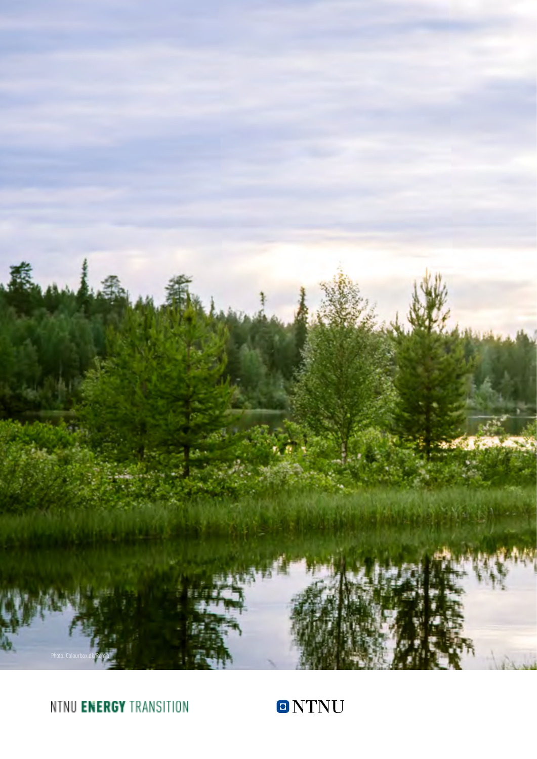Photo: Colourbox.dk/ Romia

NTNU **ENERGY** TRANSITION

NTNU